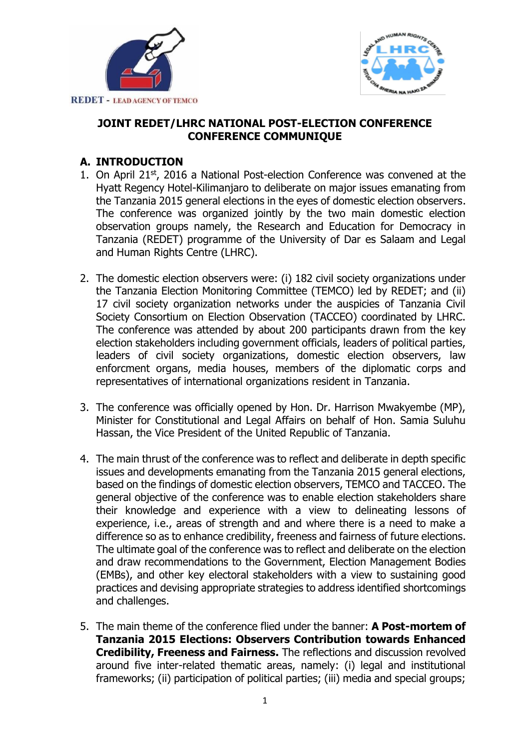REDET - LEAD AGENCY OF TEMCO

**JOINT REDET/LHRC NATIONAL POST-ELECTION CONFERENCE**
**CONFERENCE COMMUNIQUE**

## A. INTRODUCTION

1. On April 21st, 2016 a National Post-election Conference was convened at the Hyatt Regency Hotel-Kilimanjaro to deliberate on major issues emanating from the Tanzania 2015 general elections in the eyes of domestic election observers. The conference was organized jointly by the two main domestic election observation groups namely, the Research and Education for Democracy in Tanzania (REDET) programme of the University of Dar es Salaam and Legal and Human Rights Centre (LHRC).

2. The domestic election observers were: (i) 182 civil society organizations under the Tanzania Election Monitoring Committee (TEMCO) led by REDET; and (ii) 17 civil society organization networks under the auspicies of Tanzania Civil Society Consortium on Election Observation (TACCEO) coordinated by LHRC. The conference was attended by about 200 participants drawn from the key election stakeholders including government officials, leaders of political parties, leaders of civil society organizations, domestic election observers, law enforcment organs, media houses, members of the diplomatic corps and representatives of international organizations resident in Tanzania.

3. The conference was officially opened by Hon. Dr. Harrison Mwakyembe (MP), Minister for Constitutional and Legal Affairs on behalf of Hon. Samia Suluhu Hassan, the Vice President of the United Republic of Tanzania.

4. The main thrust of the conference was to reflect and deliberate in depth specific issues and developments emanating from the Tanzania 2015 general elections, based on the findings of domestic election observers, TEMCO and TACCEO. The general objective of the conference was to enable election stakeholders share their knowledge and experience with a view to delineating lessons of experience, i.e., areas of strength and and where there is a need to make a difference so as to enhance credibility, freeness and fairness of future elections. The ultimate goal of the conference was to reflect and deliberate on the election and draw recommendations to the Government, Election Management Bodies (EMBs), and other key electoral stakeholders with a view to sustaining good practices and devising appropriate strategies to address identified shortcomings and challenges.

5. The main theme of the conference flied under the banner: **A Post-mortem of Tanzania 2015 Elections: Observers Contribution towards Enhanced Credibility, Freeness and Fairness.** The reflections and discussion revolved around five inter-related thematic areas, namely: (i) legal and institutional frameworks; (ii) participation of political parties; (iii) media and special groups;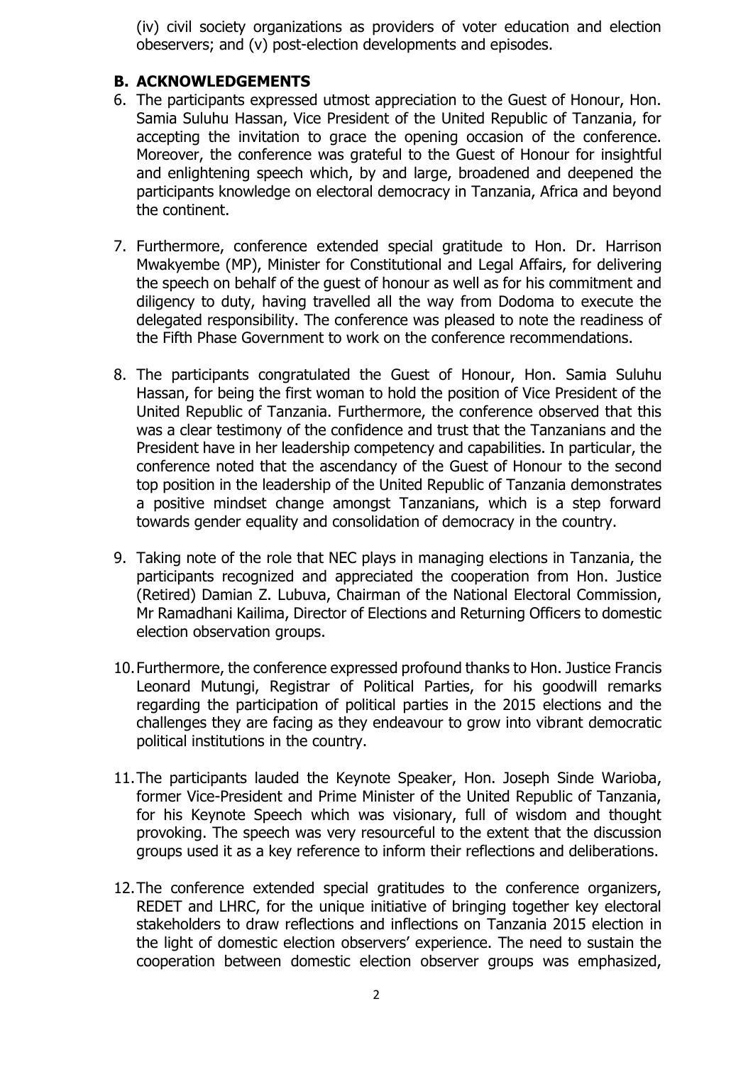(iv) civil society organizations as providers of voter education and election obeservers; and (v) post-election developments and episodes.

## B. ACKNOWLEDGEMENTS

6. The participants expressed utmost appreciation to the Guest of Honour, Hon. Samia Suluhu Hassan, Vice President of the United Republic of Tanzania, for accepting the invitation to grace the opening occasion of the conference. Moreover, the conference was grateful to the Guest of Honour for insightful and enlightening speech which, by and large, broadened and deepened the participants knowledge on electoral democracy in Tanzania, Africa and beyond the continent.

7. Furthermore, conference extended special gratitude to Hon. Dr. Harrison Mwakyembe (MP), Minister for Constitutional and Legal Affairs, for delivering the speech on behalf of the guest of honour as well as for his commitment and diligency to duty, having travelled all the way from Dodoma to execute the delegated responsibility. The conference was pleased to note the readiness of the Fifth Phase Government to work on the conference recommendations.

8. The participants congratulated the Guest of Honour, Hon. Samia Suluhu Hassan, for being the first woman to hold the position of Vice President of the United Republic of Tanzania. Furthermore, the conference observed that this was a clear testimony of the confidence and trust that the Tanzanians and the President have in her leadership competency and capabilities. In particular, the conference noted that the ascendancy of the Guest of Honour to the second top position in the leadership of the United Republic of Tanzania demonstrates a positive mindset change amongst Tanzanians, which is a step forward towards gender equality and consolidation of democracy in the country.

9. Taking note of the role that NEC plays in managing elections in Tanzania, the participants recognized and appreciated the cooperation from Hon. Justice (Retired) Damian Z. Lubuva, Chairman of the National Electoral Commission, Mr Ramadhani Kailima, Director of Elections and Returning Officers to domestic election observation groups.

10. Furthermore, the conference expressed profound thanks to Hon. Justice Francis Leonard Mutungi, Registrar of Political Parties, for his goodwill remarks regarding the participation of political parties in the 2015 elections and the challenges they are facing as they endeavour to grow into vibrant democratic political institutions in the country.

11. The participants lauded the Keynote Speaker, Hon. Joseph Sinde Warioba, former Vice-President and Prime Minister of the United Republic of Tanzania, for his Keynote Speech which was visionary, full of wisdom and thought provoking. The speech was very resourceful to the extent that the discussion groups used it as a key reference to inform their reflections and deliberations.

12. The conference extended special gratitudes to the conference organizers, REDET and LHRC, for the unique initiative of bringing together key electoral stakeholders to draw reflections and inflections on Tanzania 2015 election in the light of domestic election observers' experience. The need to sustain the cooperation between domestic election observer groups was emphasized,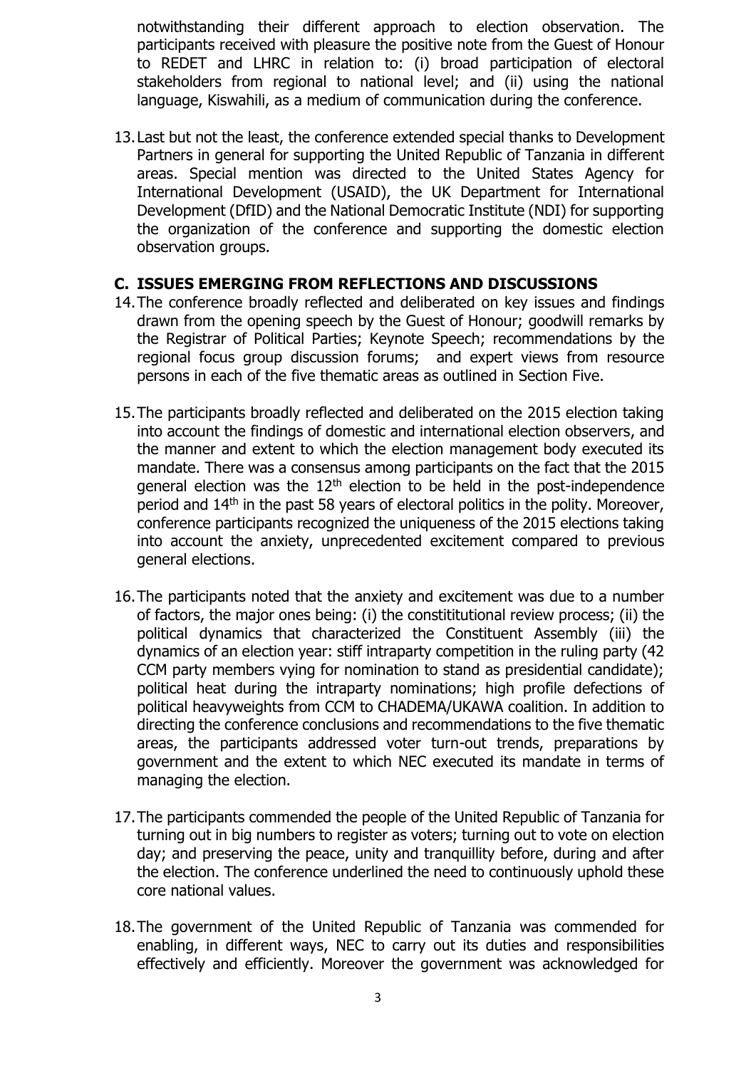notwithstanding their different approach to election observation. The participants received with pleasure the positive note from the Guest of Honour to REDET and LHRC in relation to: (i) broad participation of electoral stakeholders from regional to national level; and (ii) using the national language, Kiswahili, as a medium of communication during the conference.

13. Last but not the least, the conference extended special thanks to Development Partners in general for supporting the United Republic of Tanzania in different areas. Special mention was directed to the United States Agency for International Development (USAID), the UK Department for International Development (DfID) and the National Democratic Institute (NDI) for supporting the organization of the conference and supporting the domestic election observation groups.

## C. ISSUES EMERGING FROM REFLECTIONS AND DISCUSSIONS

14. The conference broadly reflected and deliberated on key issues and findings drawn from the opening speech by the Guest of Honour; goodwill remarks by the Registrar of Political Parties; Keynote Speech; recommendations by the regional focus group discussion forums; and expert views from resource persons in each of the five thematic areas as outlined in Section Five.

15. The participants broadly reflected and deliberated on the 2015 election taking into account the findings of domestic and international election observers, and the manner and extent to which the election management body executed its mandate. There was a consensus among participants on the fact that the 2015 general election was the 12th election to be held in the post-independence period and 14th in the past 58 years of electoral politics in the polity. Moreover, conference participants recognized the uniqueness of the 2015 elections taking into account the anxiety, unprecedented excitement compared to previous general elections.

16. The participants noted that the anxiety and excitement was due to a number of factors, the major ones being: (i) the constititutional review process; (ii) the political dynamics that characterized the Constituent Assembly (iii) the dynamics of an election year: stiff intraparty competition in the ruling party (42 CCM party members vying for nomination to stand as presidential candidate); political heat during the intraparty nominations; high profile defections of political heavyweights from CCM to CHADEMA/UKAWA coalition. In addition to directing the conference conclusions and recommendations to the five thematic areas, the participants addressed voter turn-out trends, preparations by government and the extent to which NEC executed its mandate in terms of managing the election.

17. The participants commended the people of the United Republic of Tanzania for turning out in big numbers to register as voters; turning out to vote on election day; and preserving the peace, unity and tranquillity before, during and after the election. The conference underlined the need to continuously uphold these core national values.

18. The government of the United Republic of Tanzania was commended for enabling, in different ways, NEC to carry out its duties and responsibilities effectively and efficiently. Moreover the government was acknowledged for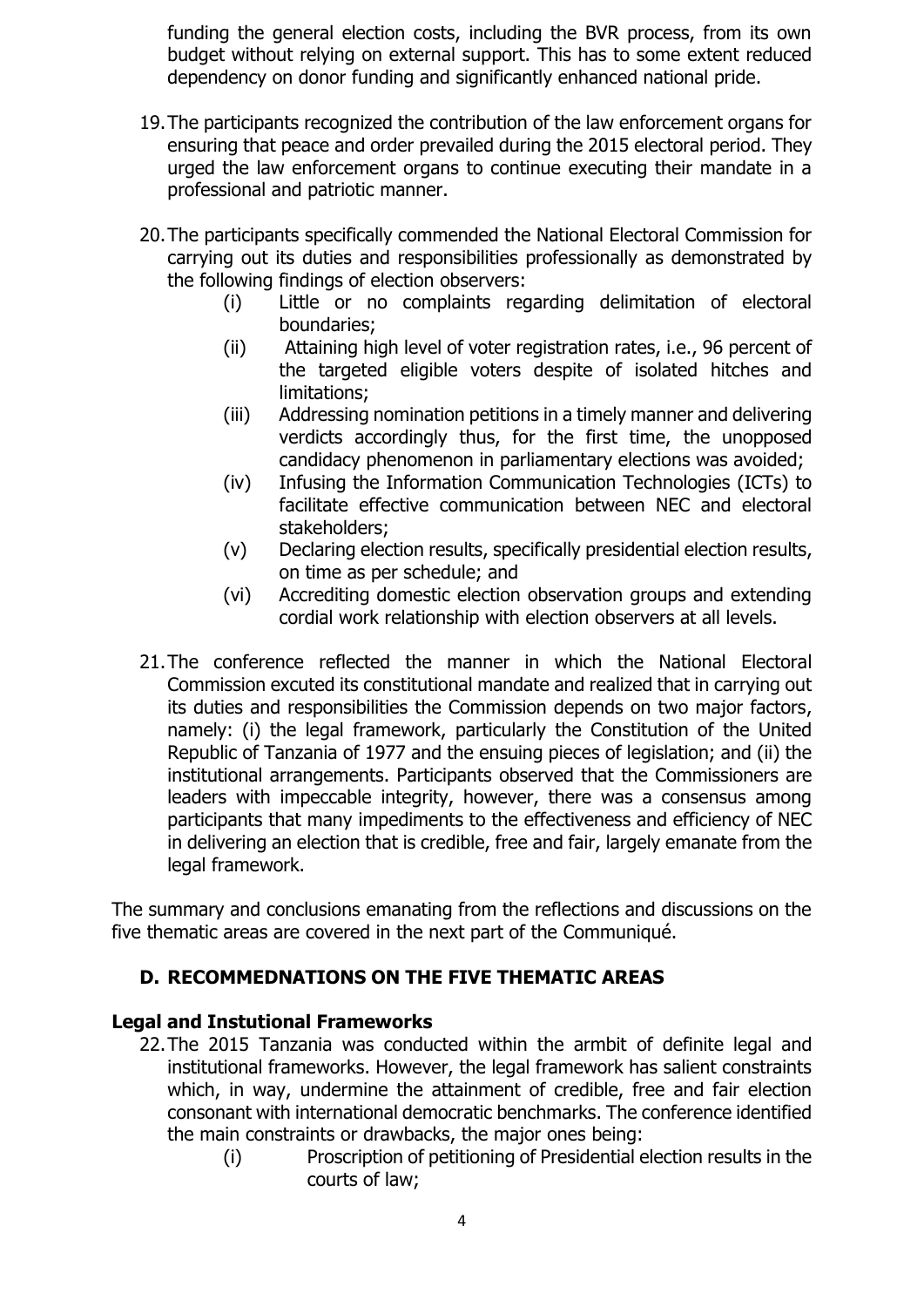funding the general election costs, including the BVR process, from its own budget without relying on external support. This has to some extent reduced dependency on donor funding and significantly enhanced national pride.

19. The participants recognized the contribution of the law enforcement organs for ensuring that peace and order prevailed during the 2015 electoral period. They urged the law enforcement organs to continue executing their mandate in a professional and patriotic manner.

20. The participants specifically commended the National Electoral Commission for carrying out its duties and responsibilities professionally as demonstrated by the following findings of election observers:
    (i) Little or no complaints regarding delimitation of electoral boundaries;
    (ii) Attaining high level of voter registration rates, i.e., 96 percent of the targeted eligible voters despite of isolated hitches and limitations;
    (iii) Addressing nomination petitions in a timely manner and delivering verdicts accordingly thus, for the first time, the unopposed candidacy phenomenon in parliamentary elections was avoided;
    (iv) Infusing the Information Communication Technologies (ICTs) to facilitate effective communication between NEC and electoral stakeholders;
    (v) Declaring election results, specifically presidential election results, on time as per schedule; and
    (vi) Accrediting domestic election observation groups and extending cordial work relationship with election observers at all levels.

21. The conference reflected the manner in which the National Electoral Commission excuted its constitutional mandate and realized that in carrying out its duties and responsibilities the Commission depends on two major factors, namely: (i) the legal framework, particularly the Constitution of the United Republic of Tanzania of 1977 and the ensuing pieces of legislation; and (ii) the institutional arrangements. Participants observed that the Commissioners are leaders with impeccable integrity, however, there was a consensus among participants that many impediments to the effectiveness and efficiency of NEC in delivering an election that is credible, free and fair, largely emanate from the legal framework.

The summary and conclusions emanating from the reflections and discussions on the five thematic areas are covered in the next part of the Communiqué.

## D. RECOMMEDNATIONS ON THE FIVE THEMATIC AREAS

### Legal and Instutional Frameworks

22. The 2015 Tanzania was conducted within the armbit of definite legal and institutional frameworks. However, the legal framework has salient constraints which, in way, undermine the attainment of credible, free and fair election consonant with international democratic benchmarks. The conference identified the main constraints or drawbacks, the major ones being:
    (i) Proscription of petitioning of Presidential election results in the courts of law;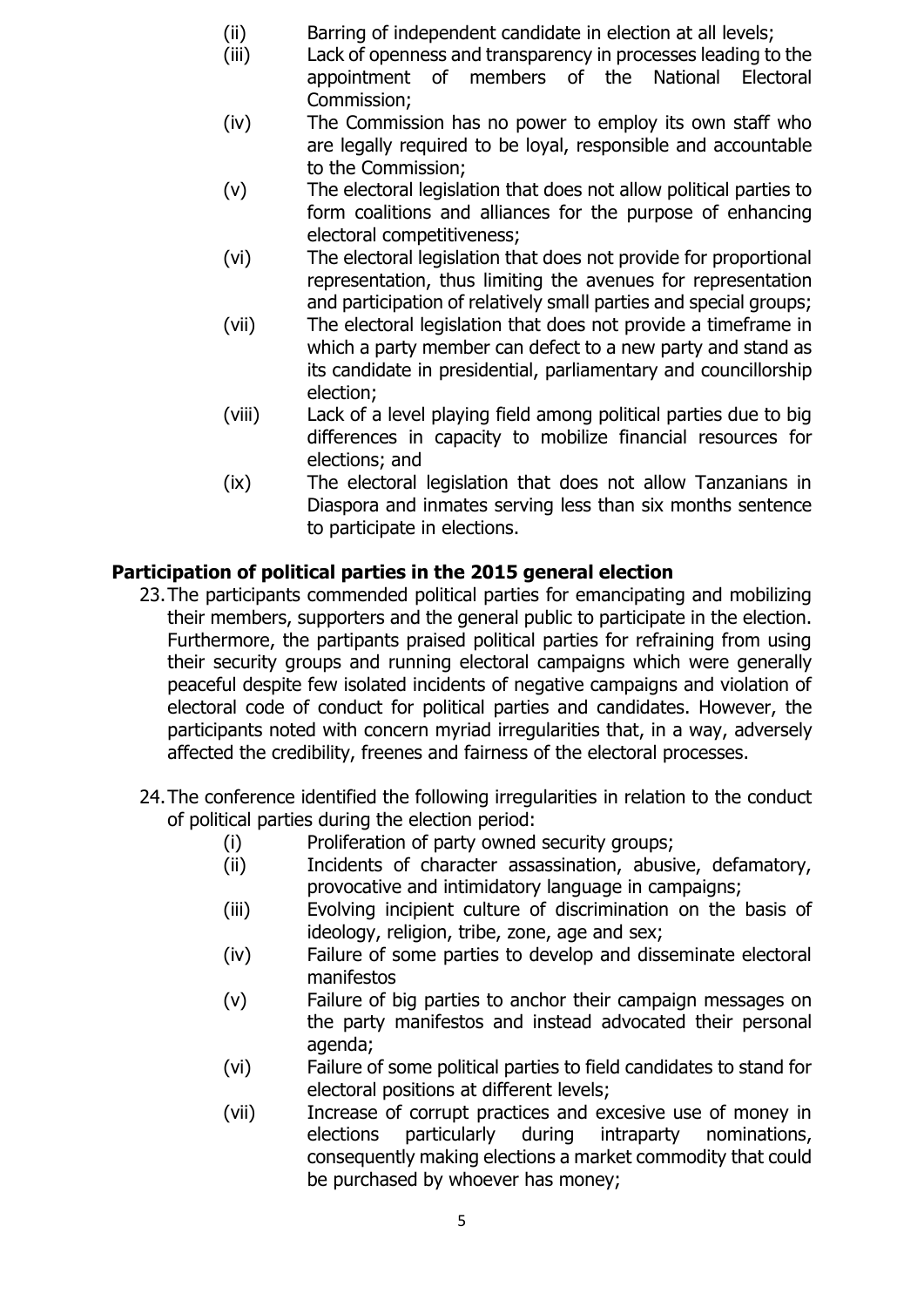(ii) Barring of independent candidate in election at all levels;

(iii) Lack of openness and transparency in processes leading to the appointment of members of the National Electoral Commission;

(iv) The Commission has no power to employ its own staff who are legally required to be loyal, responsible and accountable to the Commission;

(v) The electoral legislation that does not allow political parties to form coalitions and alliances for the purpose of enhancing electoral competitiveness;

(vi) The electoral legislation that does not provide for proportional representation, thus limiting the avenues for representation and participation of relatively small parties and special groups;

(vii) The electoral legislation that does not provide a timeframe in which a party member can defect to a new party and stand as its candidate in presidential, parliamentary and councillorship election;

(viii) Lack of a level playing field among political parties due to big differences in capacity to mobilize financial resources for elections; and

(ix) The electoral legislation that does not allow Tanzanians in Diaspora and inmates serving less than six months sentence to participate in elections.

## Participation of political parties in the 2015 general election

23. The participants commended political parties for emancipating and mobilizing their members, supporters and the general public to participate in the election. Furthermore, the partipants praised political parties for refraining from using their security groups and running electoral campaigns which were generally peaceful despite few isolated incidents of negative campaigns and violation of electoral code of conduct for political parties and candidates. However, the participants noted with concern myriad irregularities that, in a way, adversely affected the credibility, freenes and fairness of the electoral processes.

24. The conference identified the following irregularities in relation to the conduct of political parties during the election period:

(i) Proliferation of party owned security groups;

(ii) Incidents of character assassination, abusive, defamatory, provocative and intimidatory language in campaigns;

(iii) Evolving incipient culture of discrimination on the basis of ideology, religion, tribe, zone, age and sex;

(iv) Failure of some parties to develop and disseminate electoral manifestos

(v) Failure of big parties to anchor their campaign messages on the party manifestos and instead advocated their personal agenda;

(vi) Failure of some political parties to field candidates to stand for electoral positions at different levels;

(vii) Increase of corrupt practices and excesive use of money in elections particularly during intraparty nominations, consequently making elections a market commodity that could be purchased by whoever has money;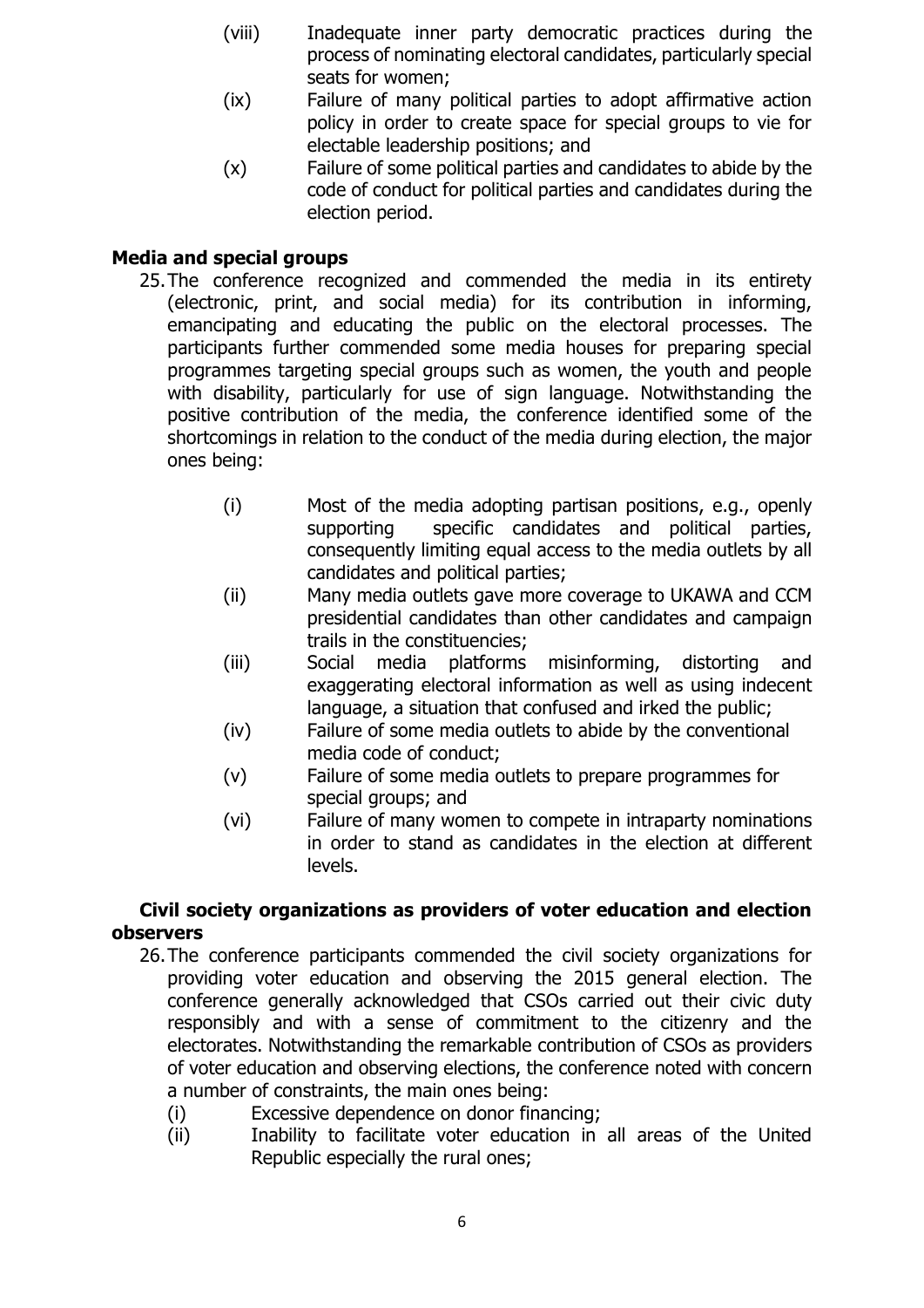(viii) Inadequate inner party democratic practices during the process of nominating electoral candidates, particularly special seats for women;

(ix) Failure of many political parties to adopt affirmative action policy in order to create space for special groups to vie for electable leadership positions; and

(x) Failure of some political parties and candidates to abide by the code of conduct for political parties and candidates during the election period.

**Media and special groups**

25. The conference recognized and commended the media in its entirety (electronic, print, and social media) for its contribution in informing, emancipating and educating the public on the electoral processes. The participants further commended some media houses for preparing special programmes targeting special groups such as women, the youth and people with disability, particularly for use of sign language. Notwithstanding the positive contribution of the media, the conference identified some of the shortcomings in relation to the conduct of the media during election, the major ones being:

(i) Most of the media adopting partisan positions, e.g., openly supporting specific candidates and political parties, consequently limiting equal access to the media outlets by all candidates and political parties;

(ii) Many media outlets gave more coverage to UKAWA and CCM presidential candidates than other candidates and campaign trails in the constituencies;

(iii) Social media platforms misinforming, distorting and exaggerating electoral information as well as using indecent language, a situation that confused and irked the public;

(iv) Failure of some media outlets to abide by the conventional media code of conduct;

(v) Failure of some media outlets to prepare programmes for special groups; and

(vi) Failure of many women to compete in intraparty nominations in order to stand as candidates in the election at different levels.

**Civil society organizations as providers of voter education and election observers**

26. The conference participants commended the civil society organizations for providing voter education and observing the 2015 general election. The conference generally acknowledged that CSOs carried out their civic duty responsibly and with a sense of commitment to the citizenry and the electorates. Notwithstanding the remarkable contribution of CSOs as providers of voter education and observing elections, the conference noted with concern a number of constraints, the main ones being:

(i) Excessive dependence on donor financing;

(ii) Inability to facilitate voter education in all areas of the United Republic especially the rural ones;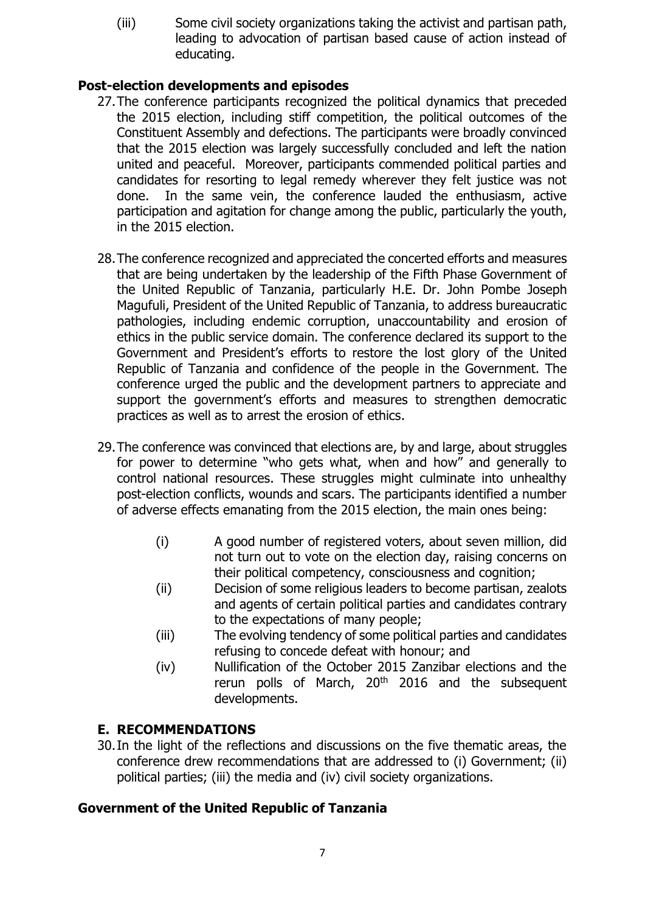(iii) Some civil society organizations taking the activist and partisan path, leading to advocation of partisan based cause of action instead of educating.

**Post-election developments and episodes**

27. The conference participants recognized the political dynamics that preceded the 2015 election, including stiff competition, the political outcomes of the Constituent Assembly and defections. The participants were broadly convinced that the 2015 election was largely successfully concluded and left the nation united and peaceful. Moreover, participants commended political parties and candidates for resorting to legal remedy wherever they felt justice was not done. In the same vein, the conference lauded the enthusiasm, active participation and agitation for change among the public, particularly the youth, in the 2015 election.

28. The conference recognized and appreciated the concerted efforts and measures that are being undertaken by the leadership of the Fifth Phase Government of the United Republic of Tanzania, particularly H.E. Dr. John Pombe Joseph Magufuli, President of the United Republic of Tanzania, to address bureaucratic pathologies, including endemic corruption, unaccountability and erosion of ethics in the public service domain. The conference declared its support to the Government and President's efforts to restore the lost glory of the United Republic of Tanzania and confidence of the people in the Government. The conference urged the public and the development partners to appreciate and support the government's efforts and measures to strengthen democratic practices as well as to arrest the erosion of ethics.

29. The conference was convinced that elections are, by and large, about struggles for power to determine "who gets what, when and how" and generally to control national resources. These struggles might culminate into unhealthy post-election conflicts, wounds and scars. The participants identified a number of adverse effects emanating from the 2015 election, the main ones being:

    (i) A good number of registered voters, about seven million, did not turn out to vote on the election day, raising concerns on their political competency, consciousness and cognition;
    (ii) Decision of some religious leaders to become partisan, zealots and agents of certain political parties and candidates contrary to the expectations of many people;
    (iii) The evolving tendency of some political parties and candidates refusing to concede defeat with honour; and
    (iv) Nullification of the October 2015 Zanzibar elections and the rerun polls of March, 20th 2016 and the subsequent developments.

## E. RECOMMENDATIONS

30. In the light of the reflections and discussions on the five thematic areas, the conference drew recommendations that are addressed to (i) Government; (ii) political parties; (iii) the media and (iv) civil society organizations.

**Government of the United Republic of Tanzania**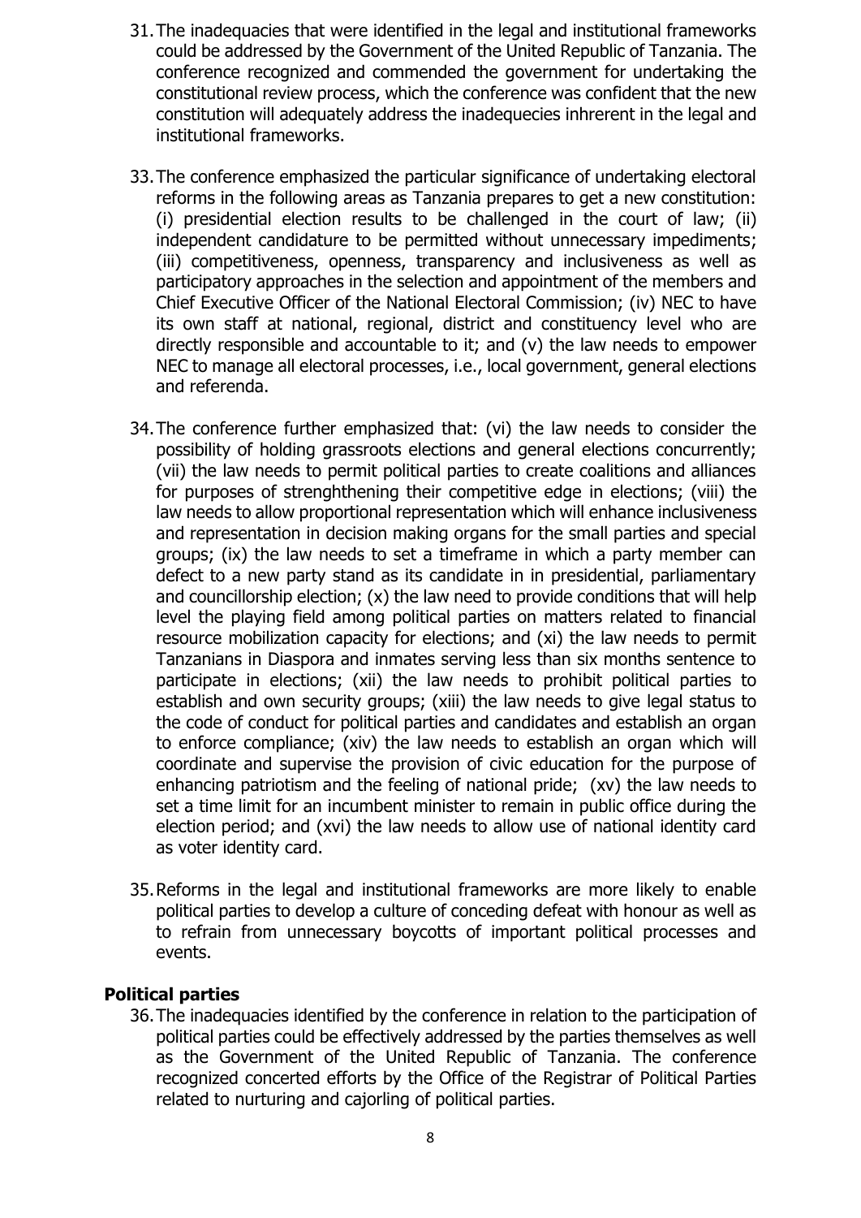31. The inadequacies that were identified in the legal and institutional frameworks could be addressed by the Government of the United Republic of Tanzania. The conference recognized and commended the government for undertaking the constitutional review process, which the conference was confident that the new constitution will adequately address the inadequecies inhrerent in the legal and institutional frameworks.

33. The conference emphasized the particular significance of undertaking electoral reforms in the following areas as Tanzania prepares to get a new constitution: (i) presidential election results to be challenged in the court of law; (ii) independent candidature to be permitted without unnecessary impediments; (iii) competitiveness, openness, transparency and inclusiveness as well as participatory approaches in the selection and appointment of the members and Chief Executive Officer of the National Electoral Commission; (iv) NEC to have its own staff at national, regional, district and constituency level who are directly responsible and accountable to it; and (v) the law needs to empower NEC to manage all electoral processes, i.e., local government, general elections and referenda.

34. The conference further emphasized that: (vi) the law needs to consider the possibility of holding grassroots elections and general elections concurrently; (vii) the law needs to permit political parties to create coalitions and alliances for purposes of strenghthening their competitive edge in elections; (viii) the law needs to allow proportional representation which will enhance inclusiveness and representation in decision making organs for the small parties and special groups; (ix) the law needs to set a timeframe in which a party member can defect to a new party stand as its candidate in in presidential, parliamentary and councillorship election; (x) the law need to provide conditions that will help level the playing field among political parties on matters related to financial resource mobilization capacity for elections; and (xi) the law needs to permit Tanzanians in Diaspora and inmates serving less than six months sentence to participate in elections; (xii) the law needs to prohibit political parties to establish and own security groups; (xiii) the law needs to give legal status to the code of conduct for political parties and candidates and establish an organ to enforce compliance; (xiv) the law needs to establish an organ which will coordinate and supervise the provision of civic education for the purpose of enhancing patriotism and the feeling of national pride; (xv) the law needs to set a time limit for an incumbent minister to remain in public office during the election period; and (xvi) the law needs to allow use of national identity card as voter identity card.

35. Reforms in the legal and institutional frameworks are more likely to enable political parties to develop a culture of conceding defeat with honour as well as to refrain from unnecessary boycotts of important political processes and events.

**Political parties**

36. The inadequacies identified by the conference in relation to the participation of political parties could be effectively addressed by the parties themselves as well as the Government of the United Republic of Tanzania. The conference recognized concerted efforts by the Office of the Registrar of Political Parties related to nurturing and cajorling of political parties.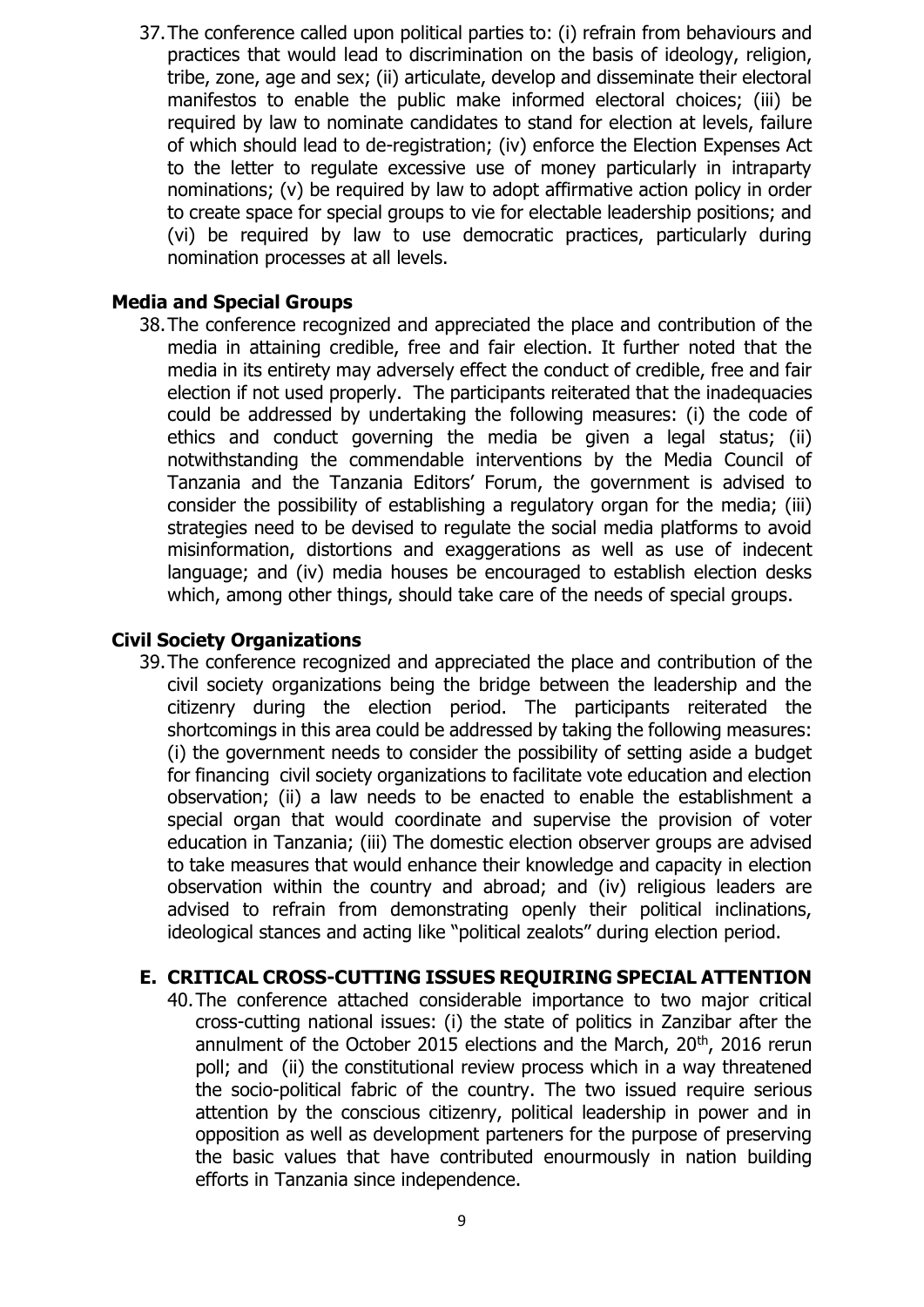37. The conference called upon political parties to: (i) refrain from behaviours and practices that would lead to discrimination on the basis of ideology, religion, tribe, zone, age and sex; (ii) articulate, develop and disseminate their electoral manifestos to enable the public make informed electoral choices; (iii) be required by law to nominate candidates to stand for election at levels, failure of which should lead to de-registration; (iv) enforce the Election Expenses Act to the letter to regulate excessive use of money particularly in intraparty nominations; (v) be required by law to adopt affirmative action policy in order to create space for special groups to vie for electable leadership positions; and (vi) be required by law to use democratic practices, particularly during nomination processes at all levels.

**Media and Special Groups**

38. The conference recognized and appreciated the place and contribution of the media in attaining credible, free and fair election. It further noted that the media in its entirety may adversely effect the conduct of credible, free and fair election if not used properly. The participants reiterated that the inadequacies could be addressed by undertaking the following measures: (i) the code of ethics and conduct governing the media be given a legal status; (ii) notwithstanding the commendable interventions by the Media Council of Tanzania and the Tanzania Editors' Forum, the government is advised to consider the possibility of establishing a regulatory organ for the media; (iii) strategies need to be devised to regulate the social media platforms to avoid misinformation, distortions and exaggerations as well as use of indecent language; and (iv) media houses be encouraged to establish election desks which, among other things, should take care of the needs of special groups.

**Civil Society Organizations**

39. The conference recognized and appreciated the place and contribution of the civil society organizations being the bridge between the leadership and the citizenry during the election period. The participants reiterated the shortcomings in this area could be addressed by taking the following measures: (i) the government needs to consider the possibility of setting aside a budget for financing civil society organizations to facilitate vote education and election observation; (ii) a law needs to be enacted to enable the establishment a special organ that would coordinate and supervise the provision of voter education in Tanzania; (iii) The domestic election observer groups are advised to take measures that would enhance their knowledge and capacity in election observation within the country and abroad; and (iv) religious leaders are advised to refrain from demonstrating openly their political inclinations, ideological stances and acting like "political zealots" during election period.

## E. CRITICAL CROSS-CUTTING ISSUES REQUIRING SPECIAL ATTENTION

40. The conference attached considerable importance to two major critical cross-cutting national issues: (i) the state of politics in Zanzibar after the annulment of the October 2015 elections and the March, 20th, 2016 rerun poll; and (ii) the constitutional review process which in a way threatened the socio-political fabric of the country. The two issued require serious attention by the conscious citizenry, political leadership in power and in opposition as well as development parteners for the purpose of preserving the basic values that have contributed enourmously in nation building efforts in Tanzania since independence.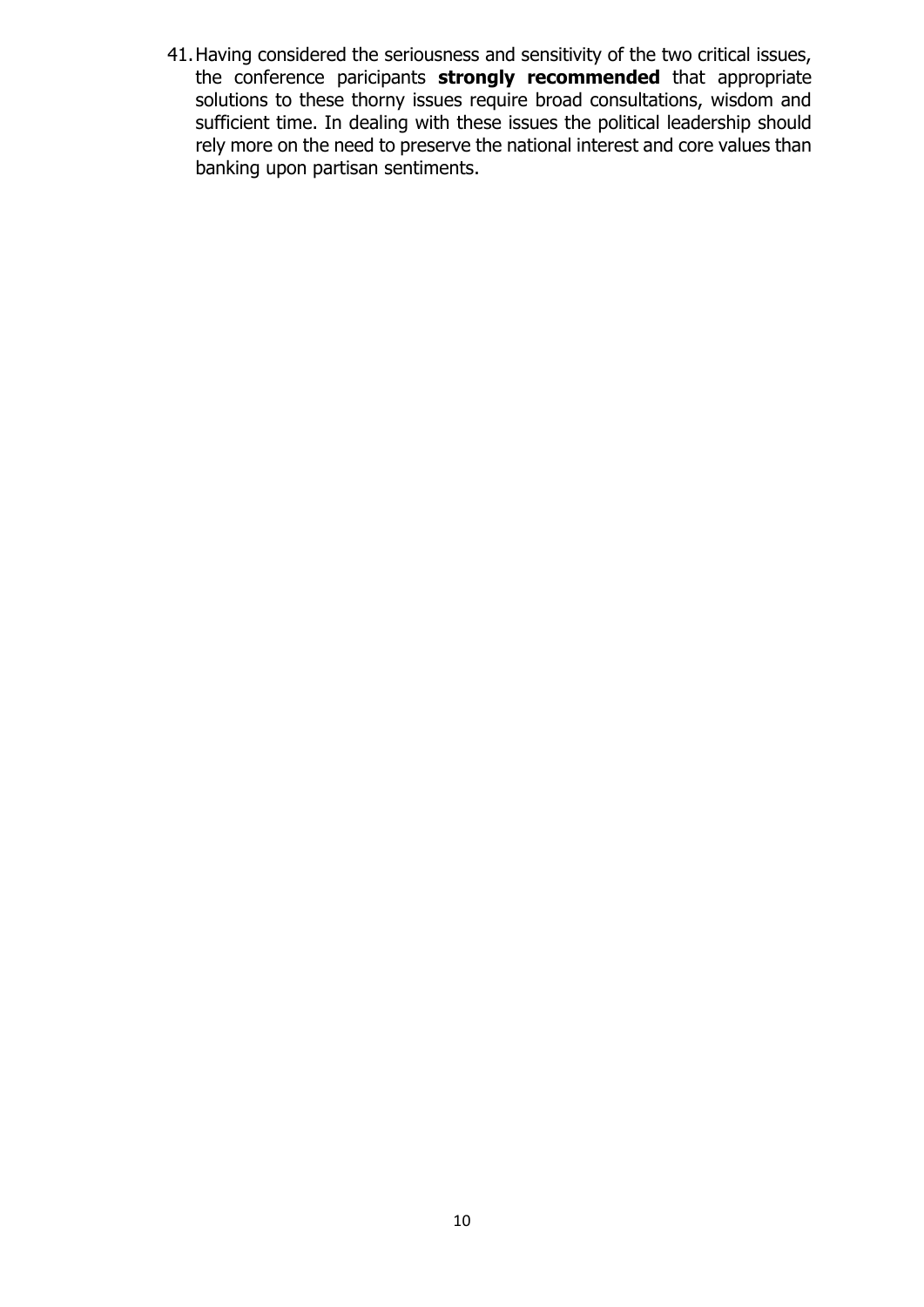41. Having considered the seriousness and sensitivity of the two critical issues, the conference paricipants **strongly recommended** that appropriate solutions to these thorny issues require broad consultations, wisdom and sufficient time. In dealing with these issues the political leadership should rely more on the need to preserve the national interest and core values than banking upon partisan sentiments.